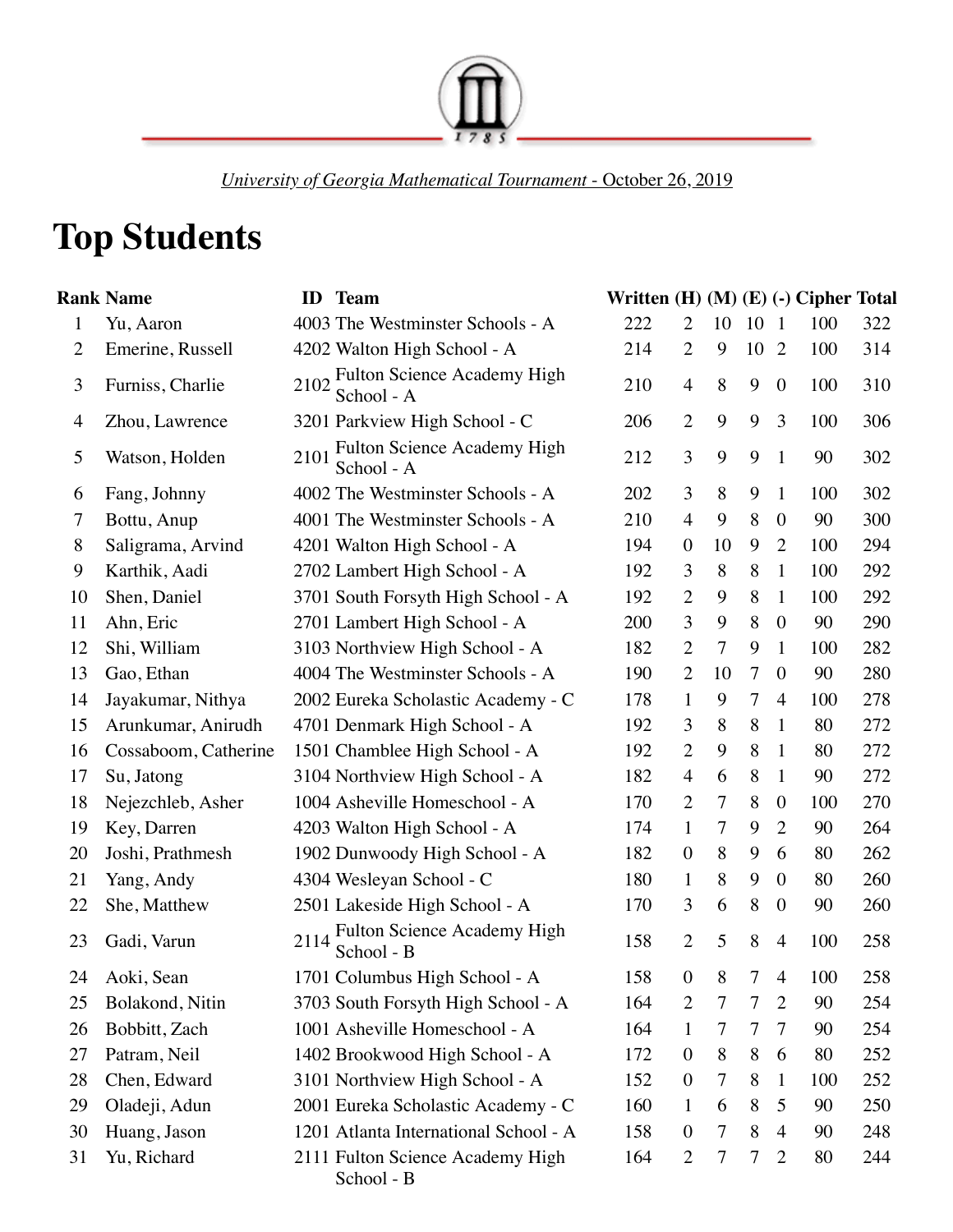*University of Georgia Mathematical Tournament* - October 26, 2019

# Top Students

| Rank | Name | ID | Team | Written | (H) | (M) | (E) | (-) | Cipher | Total |
|---|---|---|---|---|---|---|---|---|---|---|
| 1 | Yu, Aaron | 4003 | The Westminster Schools - A | 222 | 2 | 10 | 10 | 1 | 100 | 322 |
| 2 | Emerine, Russell | 4202 | Walton High School - A | 214 | 2 | 9 | 10 | 2 | 100 | 314 |
| 3 | Furniss, Charlie | 2102 | Fulton Science Academy High School - A | 210 | 4 | 8 | 9 | 0 | 100 | 310 |
| 4 | Zhou, Lawrence | 3201 | Parkview High School - C | 206 | 2 | 9 | 9 | 3 | 100 | 306 |
| 5 | Watson, Holden | 2101 | Fulton Science Academy High School - A | 212 | 3 | 9 | 9 | 1 | 90 | 302 |
| 6 | Fang, Johnny | 4002 | The Westminster Schools - A | 202 | 3 | 8 | 9 | 1 | 100 | 302 |
| 7 | Bottu, Anup | 4001 | The Westminster Schools - A | 210 | 4 | 9 | 8 | 0 | 90 | 300 |
| 8 | Saligrama, Arvind | 4201 | Walton High School - A | 194 | 0 | 10 | 9 | 2 | 100 | 294 |
| 9 | Karthik, Aadi | 2702 | Lambert High School - A | 192 | 3 | 8 | 8 | 1 | 100 | 292 |
| 10 | Shen, Daniel | 3701 | South Forsyth High School - A | 192 | 2 | 9 | 8 | 1 | 100 | 292 |
| 11 | Ahn, Eric | 2701 | Lambert High School - A | 200 | 3 | 9 | 8 | 0 | 90 | 290 |
| 12 | Shi, William | 3103 | Northview High School - A | 182 | 2 | 7 | 9 | 1 | 100 | 282 |
| 13 | Gao, Ethan | 4004 | The Westminster Schools - A | 190 | 2 | 10 | 7 | 0 | 90 | 280 |
| 14 | Jayakumar, Nithya | 2002 | Eureka Scholastic Academy - C | 178 | 1 | 9 | 7 | 4 | 100 | 278 |
| 15 | Arunkumar, Anirudh | 4701 | Denmark High School - A | 192 | 3 | 8 | 8 | 1 | 80 | 272 |
| 16 | Cossaboom, Catherine | 1501 | Chamblee High School - A | 192 | 2 | 9 | 8 | 1 | 80 | 272 |
| 17 | Su, Jatong | 3104 | Northview High School - A | 182 | 4 | 6 | 8 | 1 | 90 | 272 |
| 18 | Nejezchleb, Asher | 1004 | Asheville Homeschool - A | 170 | 2 | 7 | 8 | 0 | 100 | 270 |
| 19 | Key, Darren | 4203 | Walton High School - A | 174 | 1 | 7 | 9 | 2 | 90 | 264 |
| 20 | Joshi, Prathmesh | 1902 | Dunwoody High School - A | 182 | 0 | 8 | 9 | 6 | 80 | 262 |
| 21 | Yang, Andy | 4304 | Wesleyan School - C | 180 | 1 | 8 | 9 | 0 | 80 | 260 |
| 22 | She, Matthew | 2501 | Lakeside High School - A | 170 | 3 | 6 | 8 | 0 | 90 | 260 |
| 23 | Gadi, Varun | 2114 | Fulton Science Academy High School - B | 158 | 2 | 5 | 8 | 4 | 100 | 258 |
| 24 | Aoki, Sean | 1701 | Columbus High School - A | 158 | 0 | 8 | 7 | 4 | 100 | 258 |
| 25 | Bolakond, Nitin | 3703 | South Forsyth High School - A | 164 | 2 | 7 | 7 | 2 | 90 | 254 |
| 26 | Bobbitt, Zach | 1001 | Asheville Homeschool - A | 164 | 1 | 7 | 7 | 7 | 90 | 254 |
| 27 | Patram, Neil | 1402 | Brookwood High School - A | 172 | 0 | 8 | 8 | 6 | 80 | 252 |
| 28 | Chen, Edward | 3101 | Northview High School - A | 152 | 0 | 7 | 8 | 1 | 100 | 252 |
| 29 | Oladeji, Adun | 2001 | Eureka Scholastic Academy - C | 160 | 1 | 6 | 8 | 5 | 90 | 250 |
| 30 | Huang, Jason | 1201 | Atlanta International School - A | 158 | 0 | 7 | 8 | 4 | 90 | 248 |
| 31 | Yu, Richard | 2111 | Fulton Science Academy High School - B | 164 | 2 | 7 | 7 | 2 | 80 | 244 |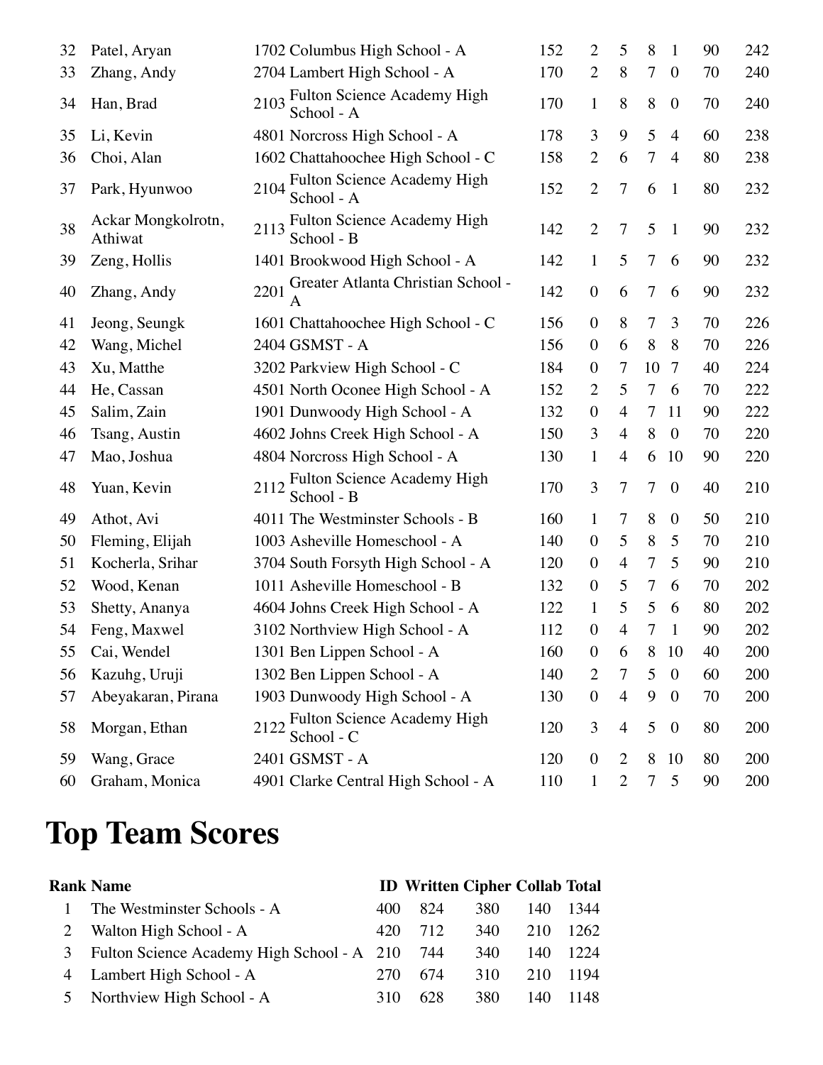| | | | | | | | | | |
|---|---|---|---|---|---|---|---|---|---|
| 32 | Patel, Aryan | 1702 Columbus High School - A | 152 | 2 | 5 | 8 | 1 | 90 | 242 |
| 33 | Zhang, Andy | 2704 Lambert High School - A | 170 | 2 | 8 | 7 | 0 | 70 | 240 |
| 34 | Han, Brad | 2103 Fulton Science Academy High School - A | 170 | 1 | 8 | 8 | 0 | 70 | 240 |
| 35 | Li, Kevin | 4801 Norcross High School - A | 178 | 3 | 9 | 5 | 4 | 60 | 238 |
| 36 | Choi, Alan | 1602 Chattahoochee High School - C | 158 | 2 | 6 | 7 | 4 | 80 | 238 |
| 37 | Park, Hyunwoo | 2104 Fulton Science Academy High School - A | 152 | 2 | 7 | 6 | 1 | 80 | 232 |
| 38 | Ackar Mongkolrotn, Athiwat | 2113 Fulton Science Academy High School - B | 142 | 2 | 7 | 5 | 1 | 90 | 232 |
| 39 | Zeng, Hollis | 1401 Brookwood High School - A | 142 | 1 | 5 | 7 | 6 | 90 | 232 |
| 40 | Zhang, Andy | 2201 Greater Atlanta Christian School - A | 142 | 0 | 6 | 7 | 6 | 90 | 232 |
| 41 | Jeong, Seungk | 1601 Chattahoochee High School - C | 156 | 0 | 8 | 7 | 3 | 70 | 226 |
| 42 | Wang, Michel | 2404 GSMST - A | 156 | 0 | 6 | 8 | 8 | 70 | 226 |
| 43 | Xu, Matthe | 3202 Parkview High School - C | 184 | 0 | 7 | 10 | 7 | 40 | 224 |
| 44 | He, Cassan | 4501 North Oconee High School - A | 152 | 2 | 5 | 7 | 6 | 70 | 222 |
| 45 | Salim, Zain | 1901 Dunwoody High School - A | 132 | 0 | 4 | 7 | 11 | 90 | 222 |
| 46 | Tsang, Austin | 4602 Johns Creek High School - A | 150 | 3 | 4 | 8 | 0 | 70 | 220 |
| 47 | Mao, Joshua | 4804 Norcross High School - A | 130 | 1 | 4 | 6 | 10 | 90 | 220 |
| 48 | Yuan, Kevin | 2112 Fulton Science Academy High School - B | 170 | 3 | 7 | 7 | 0 | 40 | 210 |
| 49 | Athot, Avi | 4011 The Westminster Schools - B | 160 | 1 | 7 | 8 | 0 | 50 | 210 |
| 50 | Fleming, Elijah | 1003 Asheville Homeschool - A | 140 | 0 | 5 | 8 | 5 | 70 | 210 |
| 51 | Kocherla, Srihar | 3704 South Forsyth High School - A | 120 | 0 | 4 | 7 | 5 | 90 | 210 |
| 52 | Wood, Kenan | 1011 Asheville Homeschool - B | 132 | 0 | 5 | 7 | 6 | 70 | 202 |
| 53 | Shetty, Ananya | 4604 Johns Creek High School - A | 122 | 1 | 5 | 5 | 6 | 80 | 202 |
| 54 | Feng, Maxwel | 3102 Northview High School - A | 112 | 0 | 4 | 7 | 1 | 90 | 202 |
| 55 | Cai, Wendel | 1301 Ben Lippen School - A | 160 | 0 | 6 | 8 | 10 | 40 | 200 |
| 56 | Kazuhg, Uruji | 1302 Ben Lippen School - A | 140 | 2 | 7 | 5 | 0 | 60 | 200 |
| 57 | Abeyakaran, Pirana | 1903 Dunwoody High School - A | 130 | 0 | 4 | 9 | 0 | 70 | 200 |
| 58 | Morgan, Ethan | 2122 Fulton Science Academy High School - C | 120 | 3 | 4 | 5 | 0 | 80 | 200 |
| 59 | Wang, Grace | 2401 GSMST - A | 120 | 0 | 2 | 8 | 10 | 80 | 200 |
| 60 | Graham, Monica | 4901 Clarke Central High School - A | 110 | 1 | 2 | 7 | 5 | 90 | 200 |

# Top Team Scores

| Rank | Name | ID | Written | Cipher | Collab | Total |
|---|---|---|---|---|---|---|
| 1 | The Westminster Schools - A | 400 | 824 | 380 | 140 | 1344 |
| 2 | Walton High School - A | 420 | 712 | 340 | 210 | 1262 |
| 3 | Fulton Science Academy High School - A | 210 | 744 | 340 | 140 | 1224 |
| 4 | Lambert High School - A | 270 | 674 | 310 | 210 | 1194 |
| 5 | Northview High School - A | 310 | 628 | 380 | 140 | 1148 |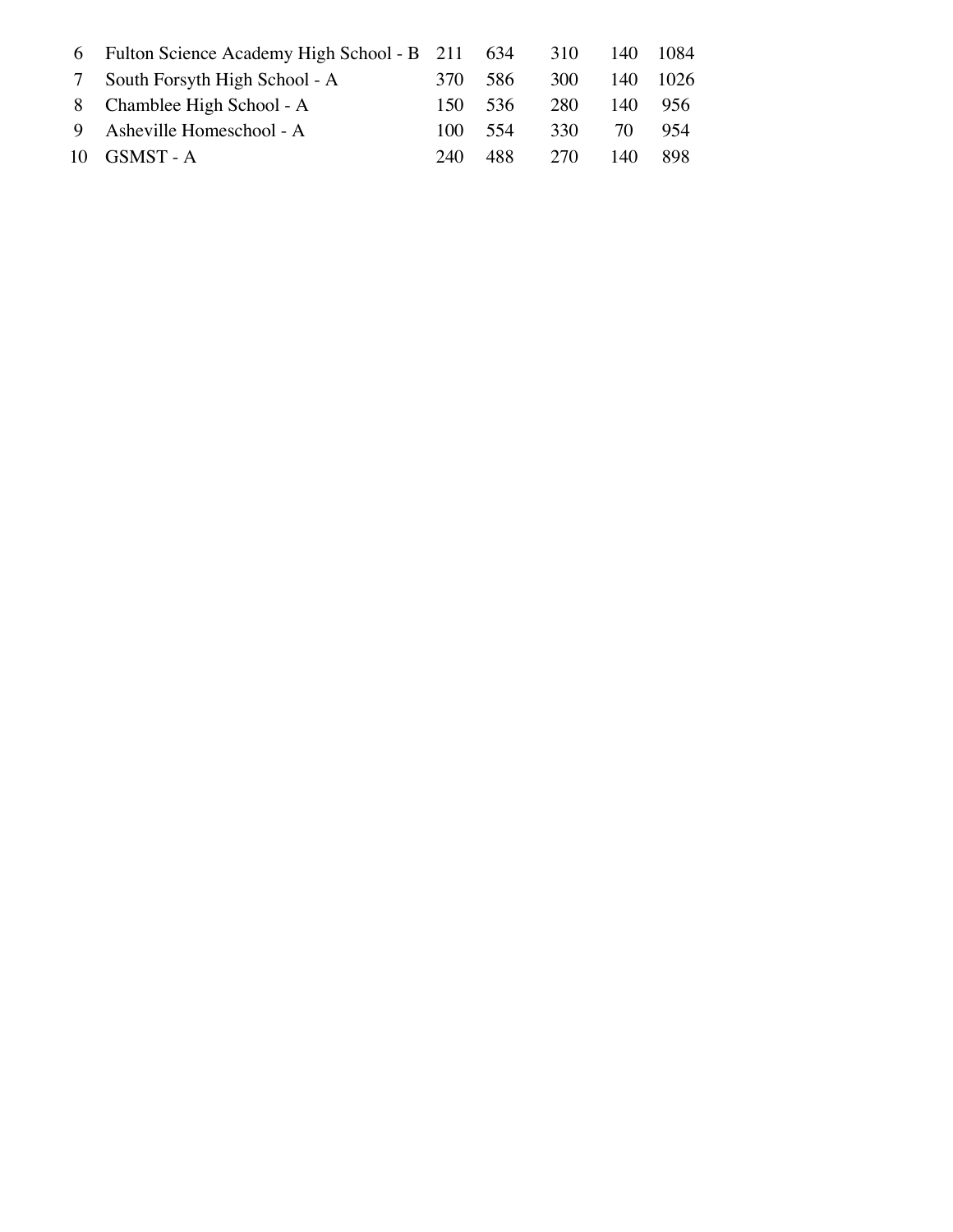| | | | | | | |
|---|---|---|---|---|---|---|
| 6 | Fulton Science Academy High School - B | 211 | 634 | 310 | 140 | 1084 |
| 7 | South Forsyth High School - A | 370 | 586 | 300 | 140 | 1026 |
| 8 | Chamblee High School - A | 150 | 536 | 280 | 140 | 956 |
| 9 | Asheville Homeschool - A | 100 | 554 | 330 | 70 | 954 |
| 10 | GSMST - A | 240 | 488 | 270 | 140 | 898 |